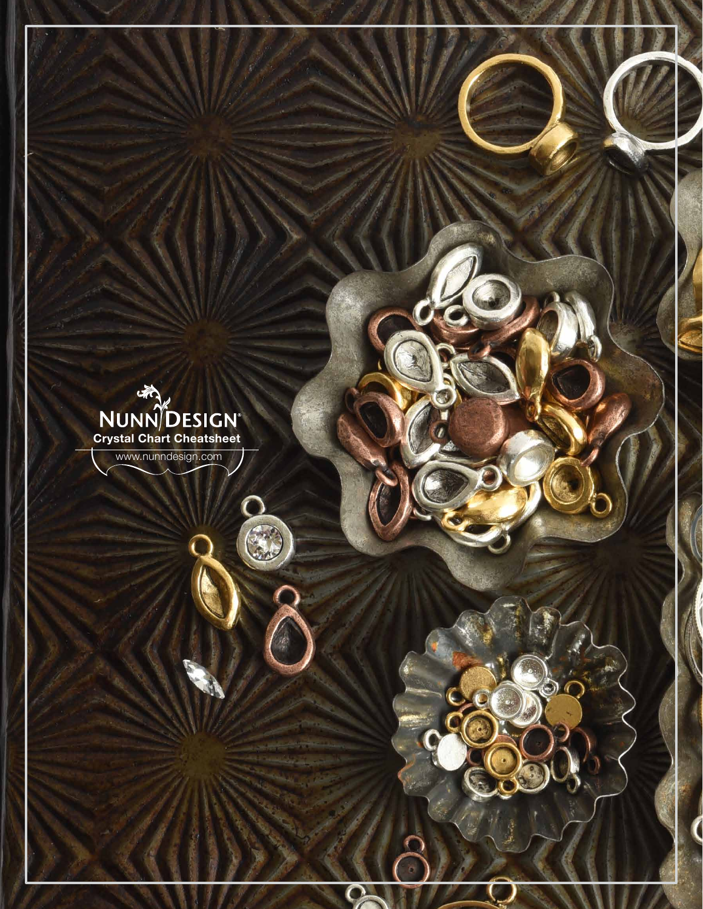# NUNN DESIGN®

**Crystal Chart Cheatsheet**

www.nunndesign.com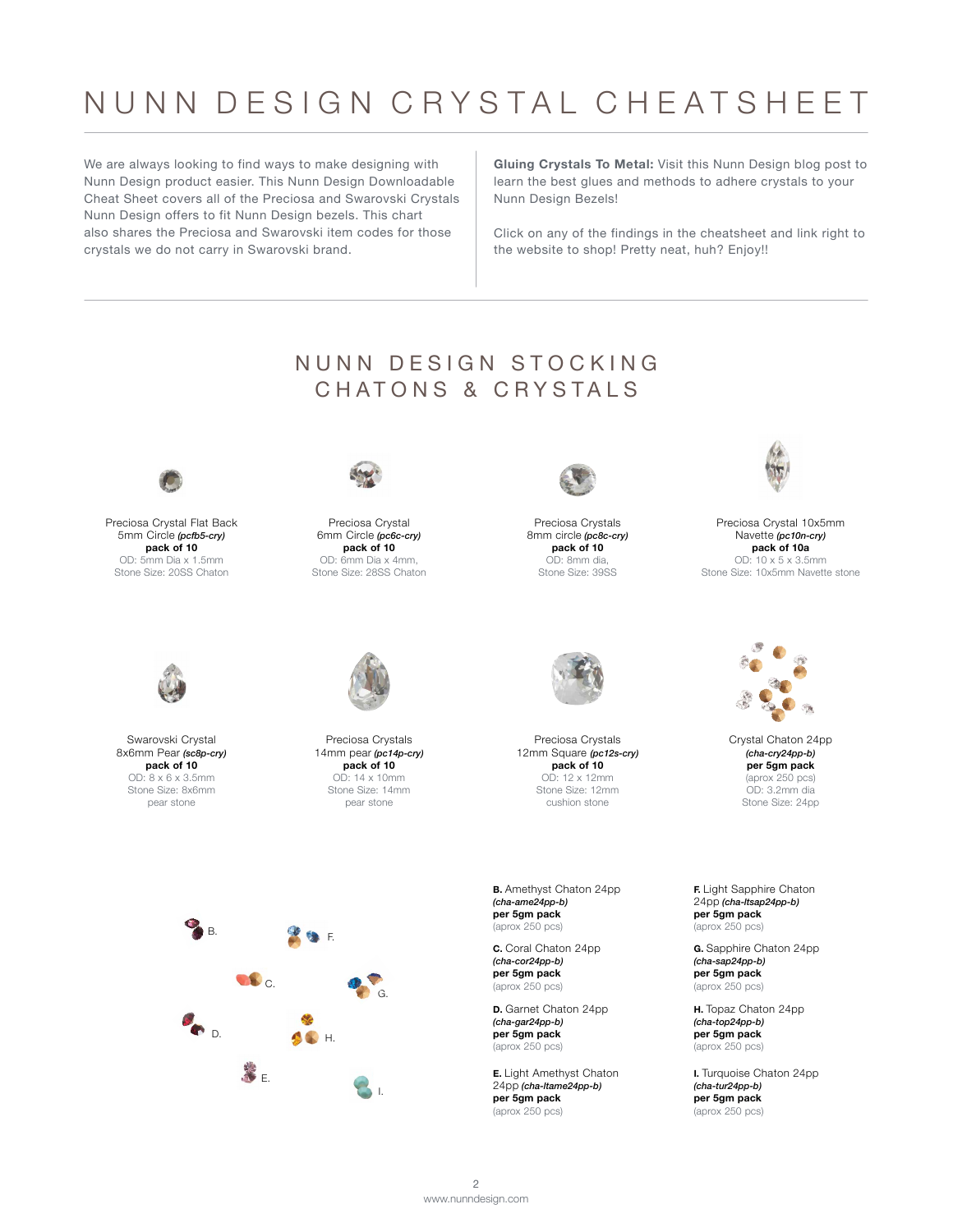# NUNN DESIGN CRYSTAL CHEATSHEET

We are always looking to find ways to make designing with Nunn Design product easier. This Nunn Design Downloadable Cheat Sheet covers all of the Preciosa and Swarovski Crystals Nunn Design offers to fit Nunn Design bezels. This chart also shares the Preciosa and Swarovski item codes for those crystals we do not carry in Swarovski brand.

**Gluing Crystals To Metal:** Visit this Nunn Design blog post to learn the best glues and methods to adhere crystals to your Nunn Design Bezels!

Click on any of the findings in the cheatsheet and link right to the website to shop! Pretty neat, huh? Enjoy!!

## NUNN DESIGN STOCKING CHATONS & CRYSTALS

Preciosa Crystal Flat Back 5mm Circle *(pcfb5-cry)*
**pack of 10**
OD: 5mm Dia x 1.5mm
Stone Size: 20SS Chaton

Preciosa Crystal 6mm Circle *(pc6c-cry)*
**pack of 10**
OD: 6mm Dia x 4mm,
Stone Size: 28SS Chaton

Preciosa Crystals 8mm circle *(pc8c-cry)*
**pack of 10**
OD: 8mm dia,
Stone Size: 39SS

Preciosa Crystal 10x5mm Navette *(pc10n-cry)*
**pack of 10a**
OD: 10 x 5 x 3.5mm
Stone Size: 10x5mm Navette stone

Swarovski Crystal 8x6mm Pear *(sc8p-cry)*
**pack of 10**
OD: 8 x 6 x 3.5mm
Stone Size: 8x6mm pear stone

Preciosa Crystals 14mm pear *(pc14p-cry)*
**pack of 10**
OD: 14 x 10mm
Stone Size: 14mm pear stone

Preciosa Crystals 12mm Square *(pc12s-cry)*
**pack of 10**
OD: 12 x 12mm
Stone Size: 12mm cushion stone

Crystal Chaton 24pp *(cha-cry24pp-b)*
**per 5gm pack**
(aprox 250 pcs)
OD: 3.2mm dia
Stone Size: 24pp

**B.** Amethyst Chaton 24pp *(cha-ame24pp-b)*
**per 5gm pack**
(aprox 250 pcs)

**C.** Coral Chaton 24pp *(cha-cor24pp-b)*
**per 5gm pack**
(aprox 250 pcs)

**D.** Garnet Chaton 24pp *(cha-gar24pp-b)*
**per 5gm pack**
(aprox 250 pcs)

**E.** Light Amethyst Chaton 24pp *(cha-ltame24pp-b)*
**per 5gm pack**
(aprox 250 pcs)

**F.** Light Sapphire Chaton 24pp *(cha-ltsap24pp-b)*
**per 5gm pack**
(aprox 250 pcs)

**G.** Sapphire Chaton 24pp *(cha-sap24pp-b)*
**per 5gm pack**
(aprox 250 pcs)

**H.** Topaz Chaton 24pp *(cha-top24pp-b)*
**per 5gm pack**
(aprox 250 pcs)

**I.** Turquoise Chaton 24pp *(cha-tur24pp-b)*
**per 5gm pack**
(aprox 250 pcs)

www.nunndesign.com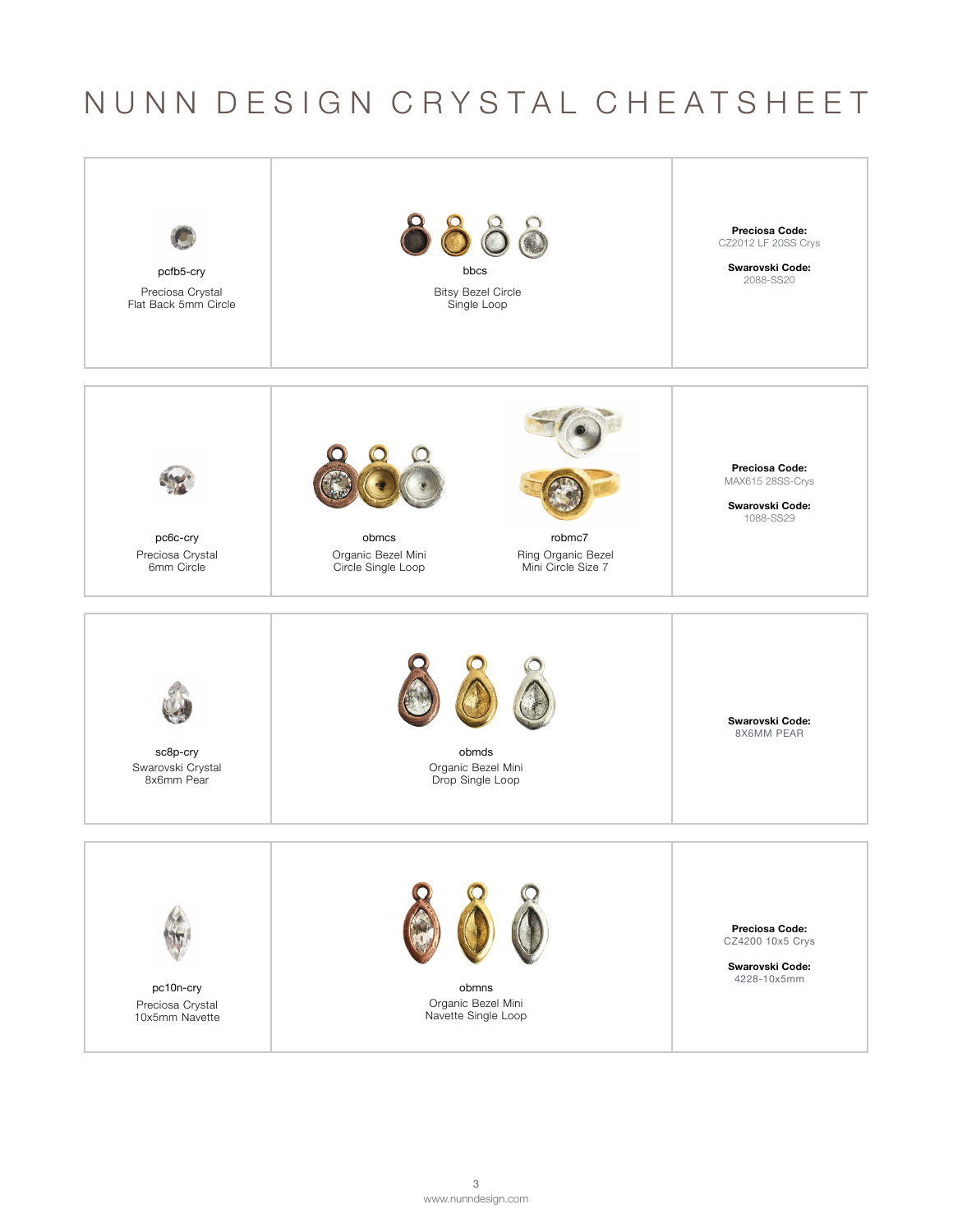# NUNN DESIGN CRYSTAL CHEATSHEET

| Crystal | Bezel | Codes |
| --- | --- | --- |
| pcfb5-cry<br>Preciosa Crystal<br>Flat Back 5mm Circle | bbcs<br>Bitsy Bezel Circle<br>Single Loop | **Preciosa Code:**<br>CZ2012 LF 20SS Crys<br>**Swarovski Code:**<br>2088-SS20 |
| pc6c-cry<br>Preciosa Crystal<br>6mm Circle | obmcs<br>Organic Bezel Mini<br>Circle Single Loop<br><br>robmc7<br>Ring Organic Bezel<br>Mini Circle Size 7 | **Preciosa Code:**<br>MAX615 28SS-Crys<br>**Swarovski Code:**<br>1088-SS29 |
| sc8p-cry<br>Swarovski Crystal<br>8x6mm Pear | obmds<br>Organic Bezel Mini<br>Drop Single Loop | **Swarovski Code:**<br>8X6MM PEAR |
| pc10n-cry<br>Preciosa Crystal<br>10x5mm Navette | obmns<br>Organic Bezel Mini<br>Navette Single Loop | **Preciosa Code:**<br>CZ4200 10x5 Crys<br>**Swarovski Code:**<br>4228-10x5mm |

www.nunndesign.com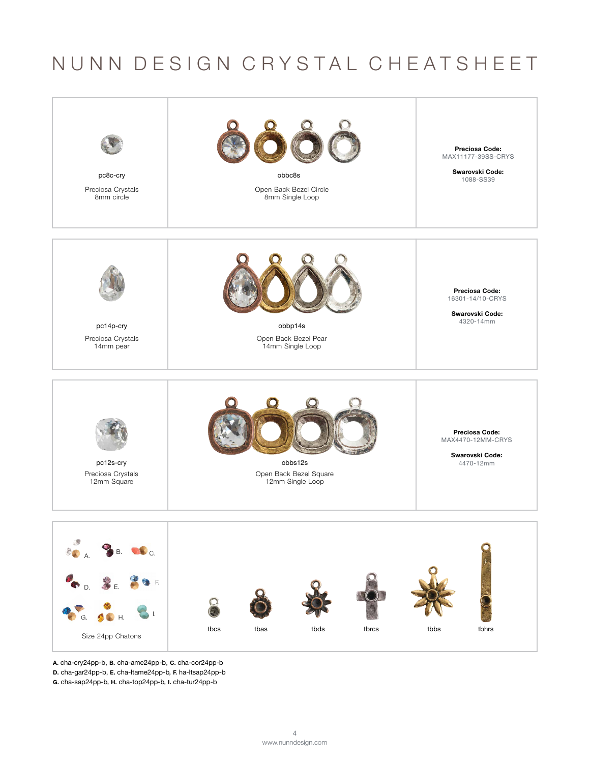# NUNN DESIGN CRYSTAL CHEATSHEET

| | | |
|---|---|---|
| pc8c-cry<br>Preciosa Crystals<br>8mm circle | obbc8s<br>Open Back Bezel Circle<br>8mm Single Loop | **Preciosa Code:**<br>MAX11177-39SS-CRYS<br>**Swarovski Code:**<br>1088-SS39 |
| pc14p-cry<br>Preciosa Crystals<br>14mm pear | obbp14s<br>Open Back Bezel Pear<br>14mm Single Loop | **Preciosa Code:**<br>16301-14/10-CRYS<br>**Swarovski Code:**<br>4320-14mm |
| pc12s-cry<br>Preciosa Crystals<br>12mm Square | obbs12s<br>Open Back Bezel Square<br>12mm Single Loop | **Preciosa Code:**<br>MAX4470-12MM-CRYS<br>**Swarovski Code:**<br>4470-12mm |

A. B. C. D. E. F. G. H. I.

Size 24pp Chatons

tbcs tbas tbds tbrcs tbbs tbhrs

**A.** cha-cry24pp-b, **B.** cha-ame24pp-b, **C.** cha-cor24pp-b
**D.** cha-gar24pp-b, **E.** cha-ltame24pp-b, **F.** ha-ltsap24pp-b
**G.** cha-sap24pp-b, **H.** cha-top24pp-b, **I.** cha-tur24pp-b

www.nunndesign.com